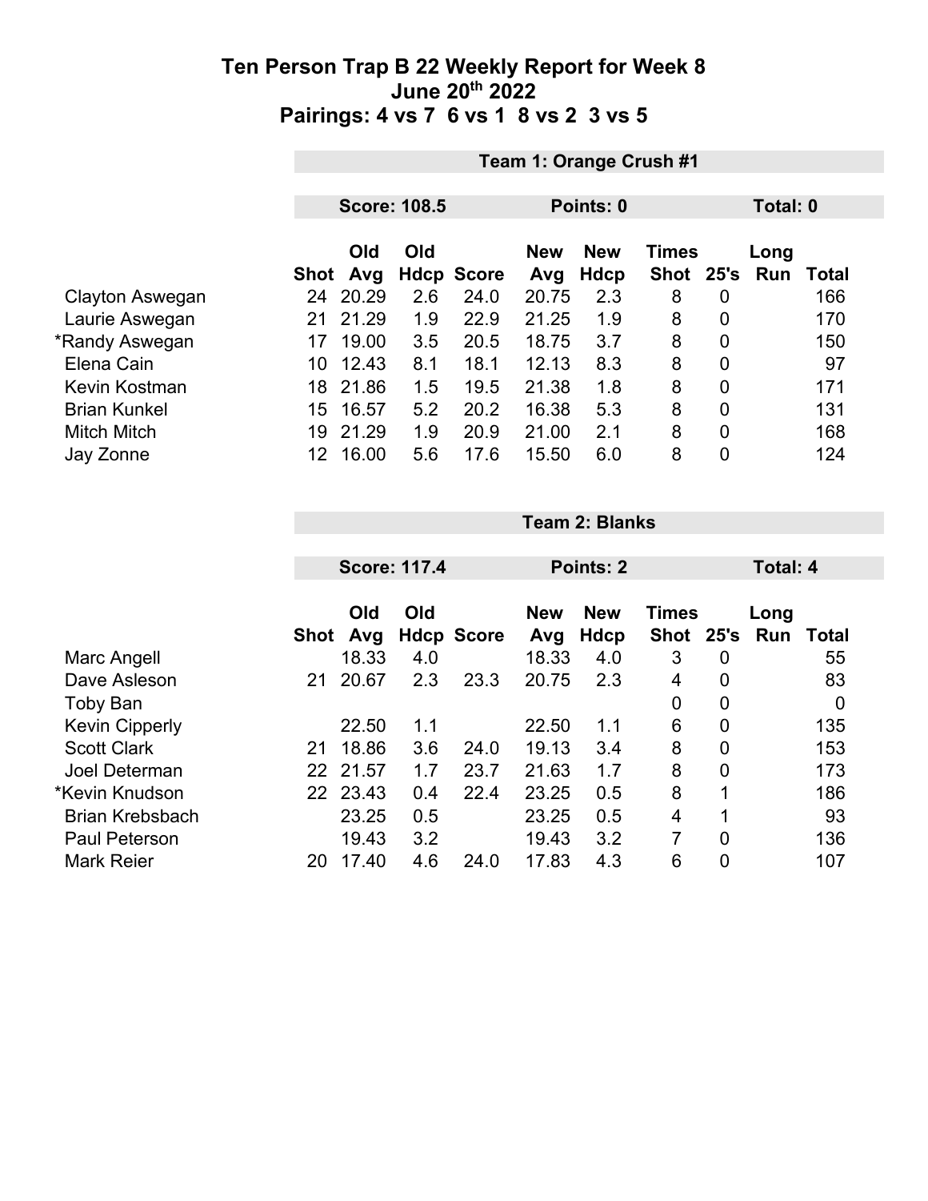# Ten Person Trap B 22 Weekly Report for Week 8
## June 20th 2022
## Pairings: 4 vs 7 6 vs 1 8 vs 2 3 vs 5

### Team 1: Orange Crush #1

**Score: 108.5** | **Points: 0** | **Total: 0**

| | Shot | Old Avg | Old Hdcp | Score | New Avg | New Hdcp | Times Shot | 25's | Long Run | Total |
|---|---|---|---|---|---|---|---|---|---|---|
| Clayton Aswegan | 24 | 20.29 | 2.6 | 24.0 | 20.75 | 2.3 | 8 | 0 | | 166 |
| Laurie Aswegan | 21 | 21.29 | 1.9 | 22.9 | 21.25 | 1.9 | 8 | 0 | | 170 |
| *Randy Aswegan | 17 | 19.00 | 3.5 | 20.5 | 18.75 | 3.7 | 8 | 0 | | 150 |
| Elena Cain | 10 | 12.43 | 8.1 | 18.1 | 12.13 | 8.3 | 8 | 0 | | 97 |
| Kevin Kostman | 18 | 21.86 | 1.5 | 19.5 | 21.38 | 1.8 | 8 | 0 | | 171 |
| Brian Kunkel | 15 | 16.57 | 5.2 | 20.2 | 16.38 | 5.3 | 8 | 0 | | 131 |
| Mitch Mitch | 19 | 21.29 | 1.9 | 20.9 | 21.00 | 2.1 | 8 | 0 | | 168 |
| Jay Zonne | 12 | 16.00 | 5.6 | 17.6 | 15.50 | 6.0 | 8 | 0 | | 124 |

### Team 2: Blanks

**Score: 117.4** | **Points: 2** | **Total: 4**

| | Shot | Old Avg | Old Hdcp | Score | New Avg | New Hdcp | Times Shot | 25's | Long Run | Total |
|---|---|---|---|---|---|---|---|---|---|---|
| Marc Angell | | 18.33 | 4.0 | | 18.33 | 4.0 | 3 | 0 | | 55 |
| Dave Asleson | 21 | 20.67 | 2.3 | 23.3 | 20.75 | 2.3 | 4 | 0 | | 83 |
| Toby Ban | | | | | | | 0 | 0 | | 0 |
| Kevin Cipperly | | 22.50 | 1.1 | | 22.50 | 1.1 | 6 | 0 | | 135 |
| Scott Clark | 21 | 18.86 | 3.6 | 24.0 | 19.13 | 3.4 | 8 | 0 | | 153 |
| Joel Determan | 22 | 21.57 | 1.7 | 23.7 | 21.63 | 1.7 | 8 | 0 | | 173 |
| *Kevin Knudson | 22 | 23.43 | 0.4 | 22.4 | 23.25 | 0.5 | 8 | 1 | | 186 |
| Brian Krebsbach | | 23.25 | 0.5 | | 23.25 | 0.5 | 4 | 1 | | 93 |
| Paul Peterson | | 19.43 | 3.2 | | 19.43 | 3.2 | 7 | 0 | | 136 |
| Mark Reier | 20 | 17.40 | 4.6 | 24.0 | 17.83 | 4.3 | 6 | 0 | | 107 |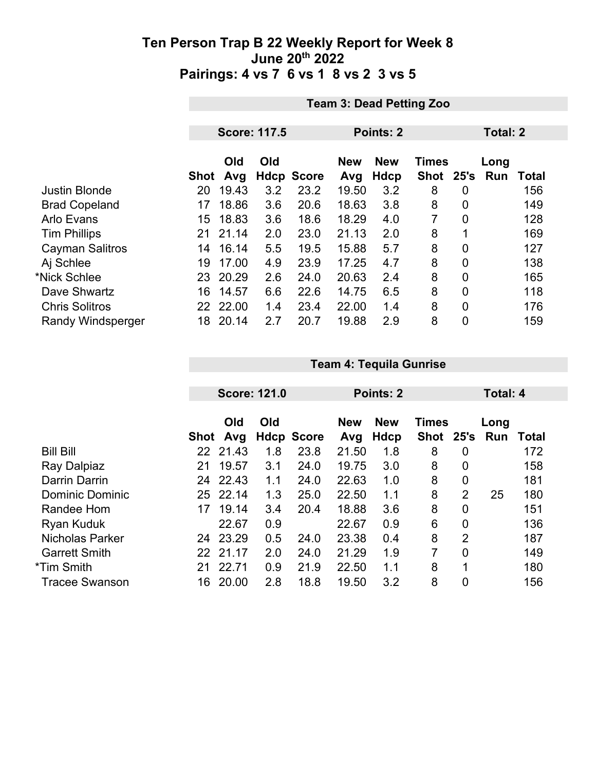# Ten Person Trap B 22 Weekly Report for Week 8
## June 20th 2022
## Pairings: 4 vs 7 6 vs 1 8 vs 2 3 vs 5

| | Team 3: Dead Petting Zoo | | | | | | | | | |
|---|---|---|---|---|---|---|---|---|---|---|
| | Score: 117.5 | | | | Points: 2 | | | Total: 2 | | |
| | Shot | Old Avg | Old Hdcp | Score | New Avg | New Hdcp | Times Shot | 25's | Long Run | Total |
| Justin Blonde | 20 | 19.43 | 3.2 | 23.2 | 19.50 | 3.2 | 8 | 0 | | 156 |
| Brad Copeland | 17 | 18.86 | 3.6 | 20.6 | 18.63 | 3.8 | 8 | 0 | | 149 |
| Arlo Evans | 15 | 18.83 | 3.6 | 18.6 | 18.29 | 4.0 | 7 | 0 | | 128 |
| Tim Phillips | 21 | 21.14 | 2.0 | 23.0 | 21.13 | 2.0 | 8 | 1 | | 169 |
| Cayman Salitros | 14 | 16.14 | 5.5 | 19.5 | 15.88 | 5.7 | 8 | 0 | | 127 |
| Aj Schlee | 19 | 17.00 | 4.9 | 23.9 | 17.25 | 4.7 | 8 | 0 | | 138 |
| *Nick Schlee | 23 | 20.29 | 2.6 | 24.0 | 20.63 | 2.4 | 8 | 0 | | 165 |
| Dave Shwartz | 16 | 14.57 | 6.6 | 22.6 | 14.75 | 6.5 | 8 | 0 | | 118 |
| Chris Solitros | 22 | 22.00 | 1.4 | 23.4 | 22.00 | 1.4 | 8 | 0 | | 176 |
| Randy Windsperger | 18 | 20.14 | 2.7 | 20.7 | 19.88 | 2.9 | 8 | 0 | | 159 |

| | Team 4: Tequila Gunrise | | | | | | | | | |
|---|---|---|---|---|---|---|---|---|---|---|
| | Score: 121.0 | | | | Points: 2 | | | Total: 4 | | |
| | Shot | Old Avg | Old Hdcp | Score | New Avg | New Hdcp | Times Shot | 25's | Long Run | Total |
| Bill Bill | 22 | 21.43 | 1.8 | 23.8 | 21.50 | 1.8 | 8 | 0 | | 172 |
| Ray Dalpiaz | 21 | 19.57 | 3.1 | 24.0 | 19.75 | 3.0 | 8 | 0 | | 158 |
| Darrin Darrin | 24 | 22.43 | 1.1 | 24.0 | 22.63 | 1.0 | 8 | 0 | | 181 |
| Dominic Dominic | 25 | 22.14 | 1.3 | 25.0 | 22.50 | 1.1 | 8 | 2 | 25 | 180 |
| Randee Hom | 17 | 19.14 | 3.4 | 20.4 | 18.88 | 3.6 | 8 | 0 | | 151 |
| Ryan Kuduk | | 22.67 | 0.9 | | 22.67 | 0.9 | 6 | 0 | | 136 |
| Nicholas Parker | 24 | 23.29 | 0.5 | 24.0 | 23.38 | 0.4 | 8 | 2 | | 187 |
| Garrett Smith | 22 | 21.17 | 2.0 | 24.0 | 21.29 | 1.9 | 7 | 0 | | 149 |
| *Tim Smith | 21 | 22.71 | 0.9 | 21.9 | 22.50 | 1.1 | 8 | 1 | | 180 |
| Tracee Swanson | 16 | 20.00 | 2.8 | 18.8 | 19.50 | 3.2 | 8 | 0 | | 156 |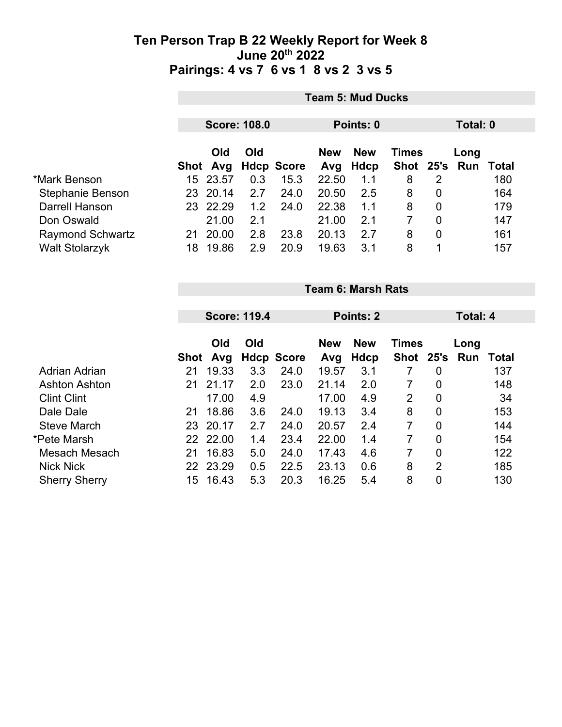# Ten Person Trap B 22 Weekly Report for Week 8
## June 20th 2022
## Pairings: 4 vs 7 6 vs 1 8 vs 2 3 vs 5

| | Team 5: Mud Ducks | | | | | | | | | |
|---|---|---|---|---|---|---|---|---|---|---|
| | Score: 108.0 | | | | Points: 0 | | | Total: 0 | | |
| | Shot | Old Avg | Old Hdcp | Score | New Avg | New Hdcp | Times Shot | 25's | Long Run | Total |
| *Mark Benson | 15 | 23.57 | 0.3 | 15.3 | 22.50 | 1.1 | 8 | 2 | | 180 |
| Stephanie Benson | 23 | 20.14 | 2.7 | 24.0 | 20.50 | 2.5 | 8 | 0 | | 164 |
| Darrell Hanson | 23 | 22.29 | 1.2 | 24.0 | 22.38 | 1.1 | 8 | 0 | | 179 |
| Don Oswald | | 21.00 | 2.1 | | 21.00 | 2.1 | 7 | 0 | | 147 |
| Raymond Schwartz | 21 | 20.00 | 2.8 | 23.8 | 20.13 | 2.7 | 8 | 0 | | 161 |
| Walt Stolarzyk | 18 | 19.86 | 2.9 | 20.9 | 19.63 | 3.1 | 8 | 1 | | 157 |

| | Team 6: Marsh Rats | | | | | | | | | |
|---|---|---|---|---|---|---|---|---|---|---|
| | Score: 119.4 | | | | Points: 2 | | | Total: 4 | | |
| | Shot | Old Avg | Old Hdcp | Score | New Avg | New Hdcp | Times Shot | 25's | Long Run | Total |
| Adrian Adrian | 21 | 19.33 | 3.3 | 24.0 | 19.57 | 3.1 | 7 | 0 | | 137 |
| Ashton Ashton | 21 | 21.17 | 2.0 | 23.0 | 21.14 | 2.0 | 7 | 0 | | 148 |
| Clint Clint | | 17.00 | 4.9 | | 17.00 | 4.9 | 2 | 0 | | 34 |
| Dale Dale | 21 | 18.86 | 3.6 | 24.0 | 19.13 | 3.4 | 8 | 0 | | 153 |
| Steve March | 23 | 20.17 | 2.7 | 24.0 | 20.57 | 2.4 | 7 | 0 | | 144 |
| *Pete Marsh | 22 | 22.00 | 1.4 | 23.4 | 22.00 | 1.4 | 7 | 0 | | 154 |
| Mesach Mesach | 21 | 16.83 | 5.0 | 24.0 | 17.43 | 4.6 | 7 | 0 | | 122 |
| Nick Nick | 22 | 23.29 | 0.5 | 22.5 | 23.13 | 0.6 | 8 | 2 | | 185 |
| Sherry Sherry | 15 | 16.43 | 5.3 | 20.3 | 16.25 | 5.4 | 8 | 0 | | 130 |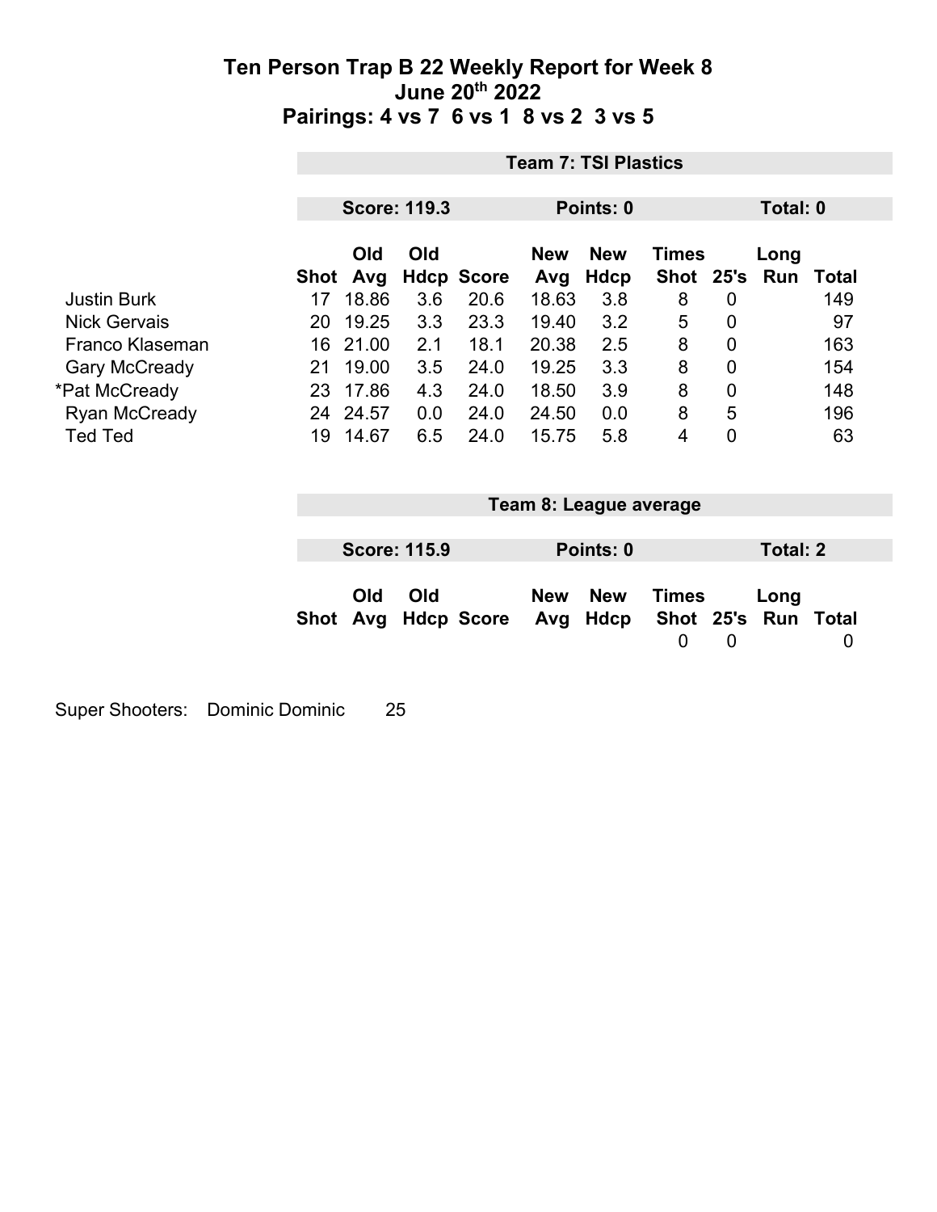# Ten Person Trap B 22 Weekly Report for Week 8
## June 20th 2022
## Pairings: 4 vs 7 6 vs 1 8 vs 2 3 vs 5

### Team 7: TSI Plastics

**Score: 119.3** | **Points: 0** | **Total: 0**

| | Shot | Old Avg | Old Hdcp | Score | New Avg | New Hdcp | Times Shot | 25's | Long Run | Total |
|---|---|---|---|---|---|---|---|---|---|---|
| Justin Burk | 17 | 18.86 | 3.6 | 20.6 | 18.63 | 3.8 | 8 | 0 | | 149 |
| Nick Gervais | 20 | 19.25 | 3.3 | 23.3 | 19.40 | 3.2 | 5 | 0 | | 97 |
| Franco Klaseman | 16 | 21.00 | 2.1 | 18.1 | 20.38 | 2.5 | 8 | 0 | | 163 |
| Gary McCready | 21 | 19.00 | 3.5 | 24.0 | 19.25 | 3.3 | 8 | 0 | | 154 |
| *Pat McCready | 23 | 17.86 | 4.3 | 24.0 | 18.50 | 3.9 | 8 | 0 | | 148 |
| Ryan McCready | 24 | 24.57 | 0.0 | 24.0 | 24.50 | 0.0 | 8 | 5 | | 196 |
| Ted Ted | 19 | 14.67 | 6.5 | 24.0 | 15.75 | 5.8 | 4 | 0 | | 63 |

### Team 8: League average

**Score: 115.9** | **Points: 0** | **Total: 2**

| | Shot | Old Avg | Old Hdcp | Score | New Avg | New Hdcp | Times Shot | 25's | Long Run | Total |
|---|---|---|---|---|---|---|---|---|---|---|
| | | | | | | | 0 | 0 | | 0 |

Super Shooters: Dominic Dominic 25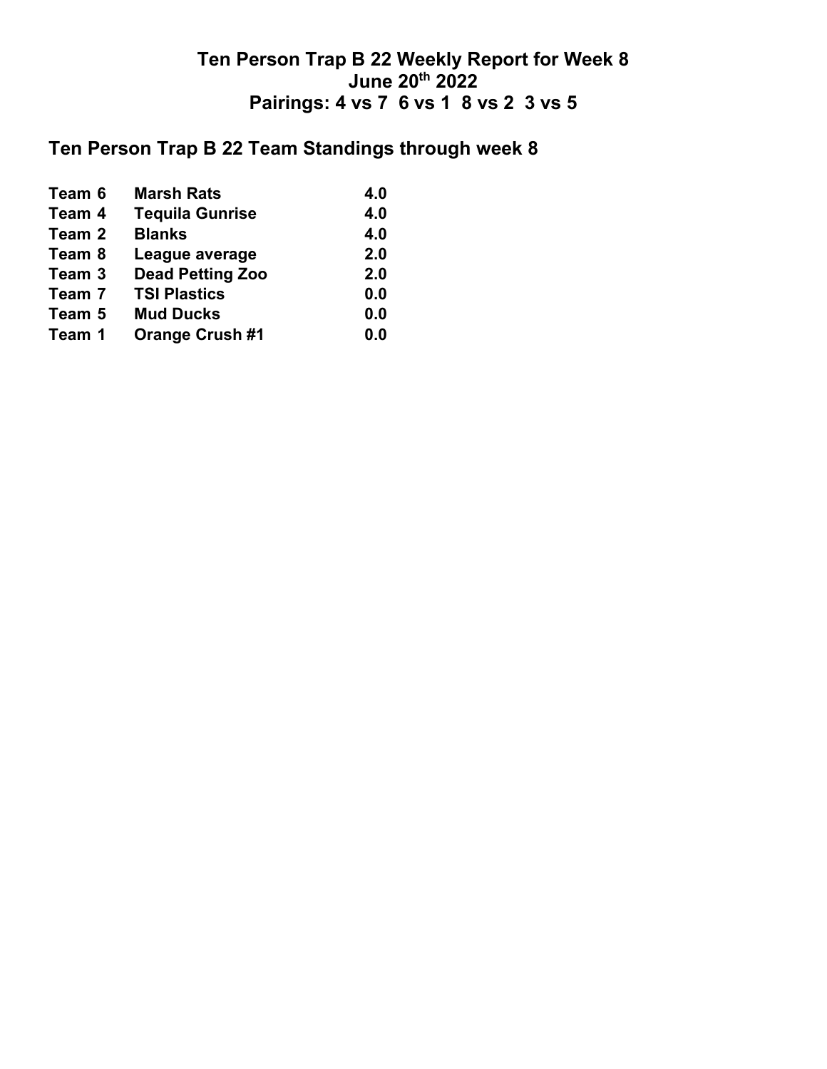# Ten Person Trap B 22 Weekly Report for Week 8
## June 20th 2022
## Pairings: 4 vs 7 6 vs 1 8 vs 2 3 vs 5

## Ten Person Trap B 22 Team Standings through week 8

| Team | Name | Points |
|---|---|---|
| Team 6 | Marsh Rats | 4.0 |
| Team 4 | Tequila Gunrise | 4.0 |
| Team 2 | Blanks | 4.0 |
| Team 8 | League average | 2.0 |
| Team 3 | Dead Petting Zoo | 2.0 |
| Team 7 | TSI Plastics | 0.0 |
| Team 5 | Mud Ducks | 0.0 |
| Team 1 | Orange Crush #1 | 0.0 |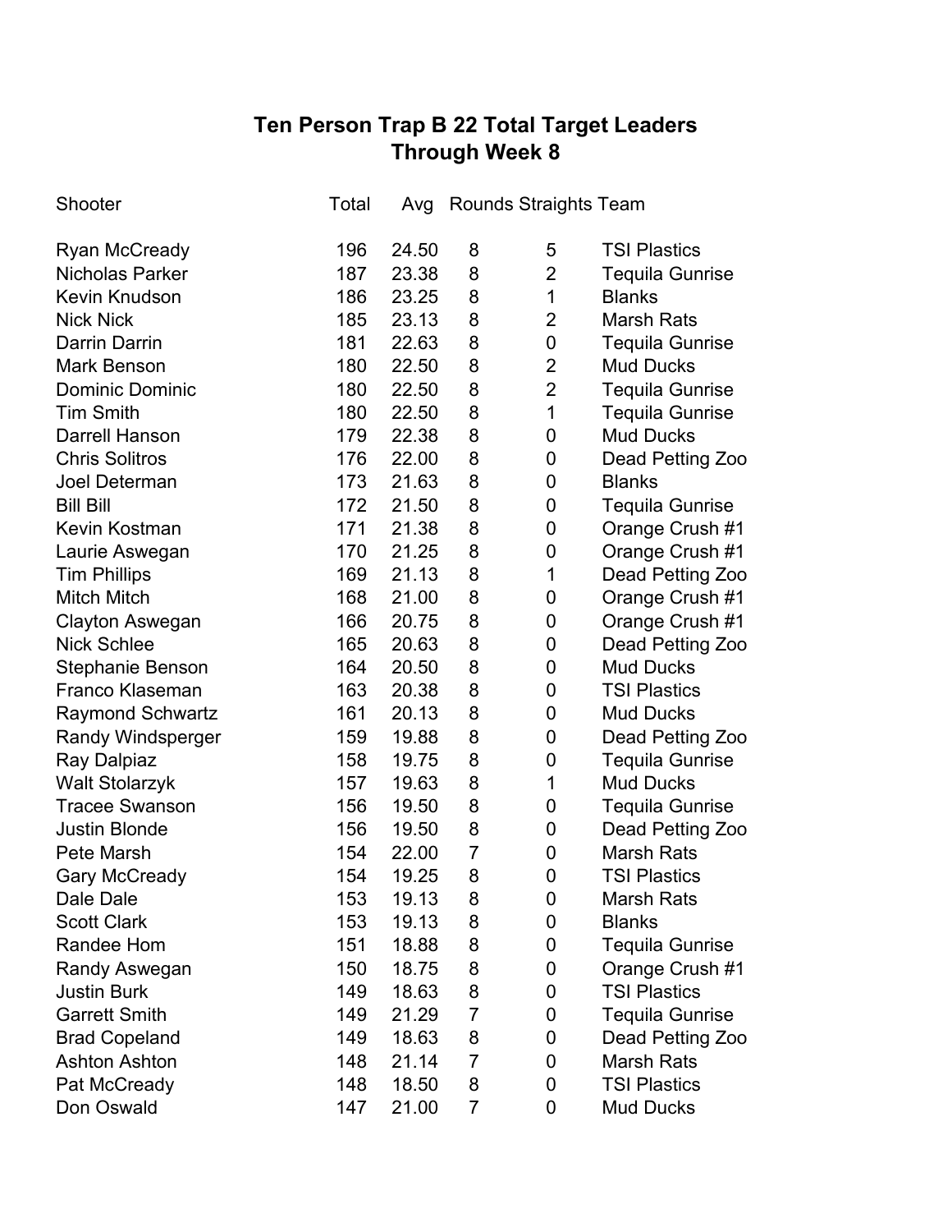# Ten Person Trap B 22 Total Target Leaders
## Through Week 8

| Shooter | Total | Avg | Rounds | Straights | Team |
|---|---|---|---|---|---|
| Ryan McCready | 196 | 24.50 | 8 | 5 | TSI Plastics |
| Nicholas Parker | 187 | 23.38 | 8 | 2 | Tequila Gunrise |
| Kevin Knudson | 186 | 23.25 | 8 | 1 | Blanks |
| Nick Nick | 185 | 23.13 | 8 | 2 | Marsh Rats |
| Darrin Darrin | 181 | 22.63 | 8 | 0 | Tequila Gunrise |
| Mark Benson | 180 | 22.50 | 8 | 2 | Mud Ducks |
| Dominic Dominic | 180 | 22.50 | 8 | 2 | Tequila Gunrise |
| Tim Smith | 180 | 22.50 | 8 | 1 | Tequila Gunrise |
| Darrell Hanson | 179 | 22.38 | 8 | 0 | Mud Ducks |
| Chris Solitros | 176 | 22.00 | 8 | 0 | Dead Petting Zoo |
| Joel Determan | 173 | 21.63 | 8 | 0 | Blanks |
| Bill Bill | 172 | 21.50 | 8 | 0 | Tequila Gunrise |
| Kevin Kostman | 171 | 21.38 | 8 | 0 | Orange Crush #1 |
| Laurie Aswegan | 170 | 21.25 | 8 | 0 | Orange Crush #1 |
| Tim Phillips | 169 | 21.13 | 8 | 1 | Dead Petting Zoo |
| Mitch Mitch | 168 | 21.00 | 8 | 0 | Orange Crush #1 |
| Clayton Aswegan | 166 | 20.75 | 8 | 0 | Orange Crush #1 |
| Nick Schlee | 165 | 20.63 | 8 | 0 | Dead Petting Zoo |
| Stephanie Benson | 164 | 20.50 | 8 | 0 | Mud Ducks |
| Franco Klaseman | 163 | 20.38 | 8 | 0 | TSI Plastics |
| Raymond Schwartz | 161 | 20.13 | 8 | 0 | Mud Ducks |
| Randy Windsperger | 159 | 19.88 | 8 | 0 | Dead Petting Zoo |
| Ray Dalpiaz | 158 | 19.75 | 8 | 0 | Tequila Gunrise |
| Walt Stolarzyk | 157 | 19.63 | 8 | 1 | Mud Ducks |
| Tracee Swanson | 156 | 19.50 | 8 | 0 | Tequila Gunrise |
| Justin Blonde | 156 | 19.50 | 8 | 0 | Dead Petting Zoo |
| Pete Marsh | 154 | 22.00 | 7 | 0 | Marsh Rats |
| Gary McCready | 154 | 19.25 | 8 | 0 | TSI Plastics |
| Dale Dale | 153 | 19.13 | 8 | 0 | Marsh Rats |
| Scott Clark | 153 | 19.13 | 8 | 0 | Blanks |
| Randee Hom | 151 | 18.88 | 8 | 0 | Tequila Gunrise |
| Randy Aswegan | 150 | 18.75 | 8 | 0 | Orange Crush #1 |
| Justin Burk | 149 | 18.63 | 8 | 0 | TSI Plastics |
| Garrett Smith | 149 | 21.29 | 7 | 0 | Tequila Gunrise |
| Brad Copeland | 149 | 18.63 | 8 | 0 | Dead Petting Zoo |
| Ashton Ashton | 148 | 21.14 | 7 | 0 | Marsh Rats |
| Pat McCready | 148 | 18.50 | 8 | 0 | TSI Plastics |
| Don Oswald | 147 | 21.00 | 7 | 0 | Mud Ducks |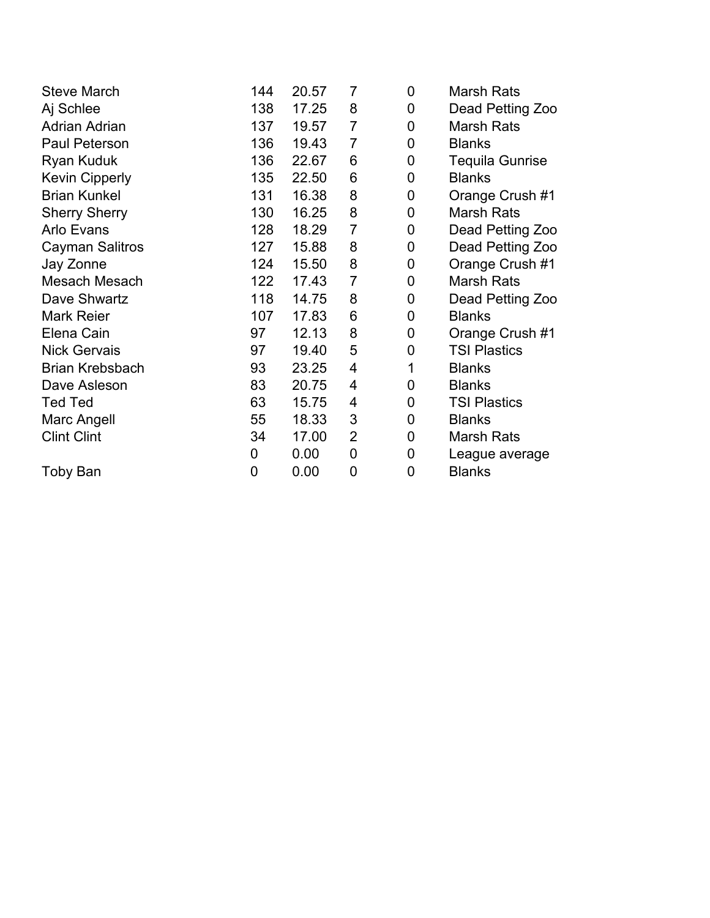| | | | | | |
|---|---|---|---|---|---|
| Steve March | 144 | 20.57 | 7 | 0 | Marsh Rats |
| Aj Schlee | 138 | 17.25 | 8 | 0 | Dead Petting Zoo |
| Adrian Adrian | 137 | 19.57 | 7 | 0 | Marsh Rats |
| Paul Peterson | 136 | 19.43 | 7 | 0 | Blanks |
| Ryan Kuduk | 136 | 22.67 | 6 | 0 | Tequila Gunrise |
| Kevin Cipperly | 135 | 22.50 | 6 | 0 | Blanks |
| Brian Kunkel | 131 | 16.38 | 8 | 0 | Orange Crush #1 |
| Sherry Sherry | 130 | 16.25 | 8 | 0 | Marsh Rats |
| Arlo Evans | 128 | 18.29 | 7 | 0 | Dead Petting Zoo |
| Cayman Salitros | 127 | 15.88 | 8 | 0 | Dead Petting Zoo |
| Jay Zonne | 124 | 15.50 | 8 | 0 | Orange Crush #1 |
| Mesach Mesach | 122 | 17.43 | 7 | 0 | Marsh Rats |
| Dave Shwartz | 118 | 14.75 | 8 | 0 | Dead Petting Zoo |
| Mark Reier | 107 | 17.83 | 6 | 0 | Blanks |
| Elena Cain | 97 | 12.13 | 8 | 0 | Orange Crush #1 |
| Nick Gervais | 97 | 19.40 | 5 | 0 | TSI Plastics |
| Brian Krebsbach | 93 | 23.25 | 4 | 1 | Blanks |
| Dave Asleson | 83 | 20.75 | 4 | 0 | Blanks |
| Ted Ted | 63 | 15.75 | 4 | 0 | TSI Plastics |
| Marc Angell | 55 | 18.33 | 3 | 0 | Blanks |
| Clint Clint | 34 | 17.00 | 2 | 0 | Marsh Rats |
| | 0 | 0.00 | 0 | 0 | League average |
| Toby Ban | 0 | 0.00 | 0 | 0 | Blanks |